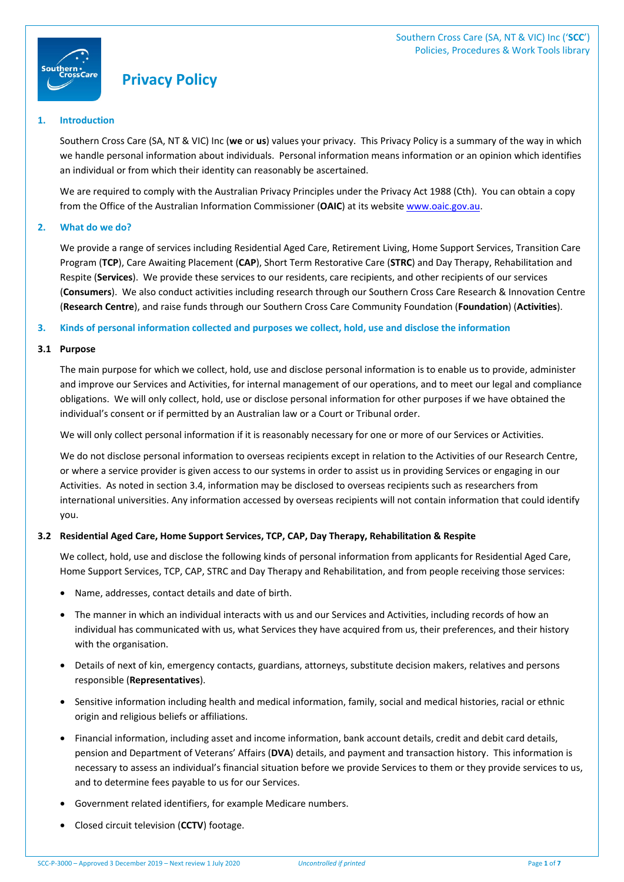# Privacy Policy

## 1. Introduction

Southern Cross Care (SA, NT & VIC) Inc (**we** or **us**) values your privacy. This Privacy Policy is a summary of the way in which we handle personal information about individuals. Personal information means information or an opinion which identifies an individual or from which their identity can reasonably be ascertained.

We are required to comply with the Australian Privacy Principles under the Privacy Act 1988 (Cth). You can obtain a copy from the Office of the Australian Information Commissioner (**OAIC**) at its website www.oaic.gov.au.

## 2. What do we do?

We provide a range of services including Residential Aged Care, Retirement Living, Home Support Services, Transition Care Program (**TCP**), Care Awaiting Placement (**CAP**), Short Term Restorative Care (**STRC**) and Day Therapy, Rehabilitation and Respite (**Services**). We provide these services to our residents, care recipients, and other recipients of our services (**Consumers**). We also conduct activities including research through our Southern Cross Care Research & Innovation Centre (**Research Centre**), and raise funds through our Southern Cross Care Community Foundation (**Foundation**) (**Activities**).

## 3. Kinds of personal information collected and purposes we collect, hold, use and disclose the information

### 3.1 Purpose

The main purpose for which we collect, hold, use and disclose personal information is to enable us to provide, administer and improve our Services and Activities, for internal management of our operations, and to meet our legal and compliance obligations. We will only collect, hold, use or disclose personal information for other purposes if we have obtained the individual's consent or if permitted by an Australian law or a Court or Tribunal order.

We will only collect personal information if it is reasonably necessary for one or more of our Services or Activities.

We do not disclose personal information to overseas recipients except in relation to the Activities of our Research Centre, or where a service provider is given access to our systems in order to assist us in providing Services or engaging in our Activities. As noted in section 3.4, information may be disclosed to overseas recipients such as researchers from international universities. Any information accessed by overseas recipients will not contain information that could identify you.

### 3.2 Residential Aged Care, Home Support Services, TCP, CAP, Day Therapy, Rehabilitation & Respite

We collect, hold, use and disclose the following kinds of personal information from applicants for Residential Aged Care, Home Support Services, TCP, CAP, STRC and Day Therapy and Rehabilitation, and from people receiving those services:

- Name, addresses, contact details and date of birth.
- The manner in which an individual interacts with us and our Services and Activities, including records of how an individual has communicated with us, what Services they have acquired from us, their preferences, and their history with the organisation.
- Details of next of kin, emergency contacts, guardians, attorneys, substitute decision makers, relatives and persons responsible (**Representatives**).
- Sensitive information including health and medical information, family, social and medical histories, racial or ethnic origin and religious beliefs or affiliations.
- Financial information, including asset and income information, bank account details, credit and debit card details, pension and Department of Veterans' Affairs (**DVA**) details, and payment and transaction history. This information is necessary to assess an individual's financial situation before we provide Services to them or they provide services to us, and to determine fees payable to us for our Services.
- Government related identifiers, for example Medicare numbers.
- Closed circuit television (**CCTV**) footage.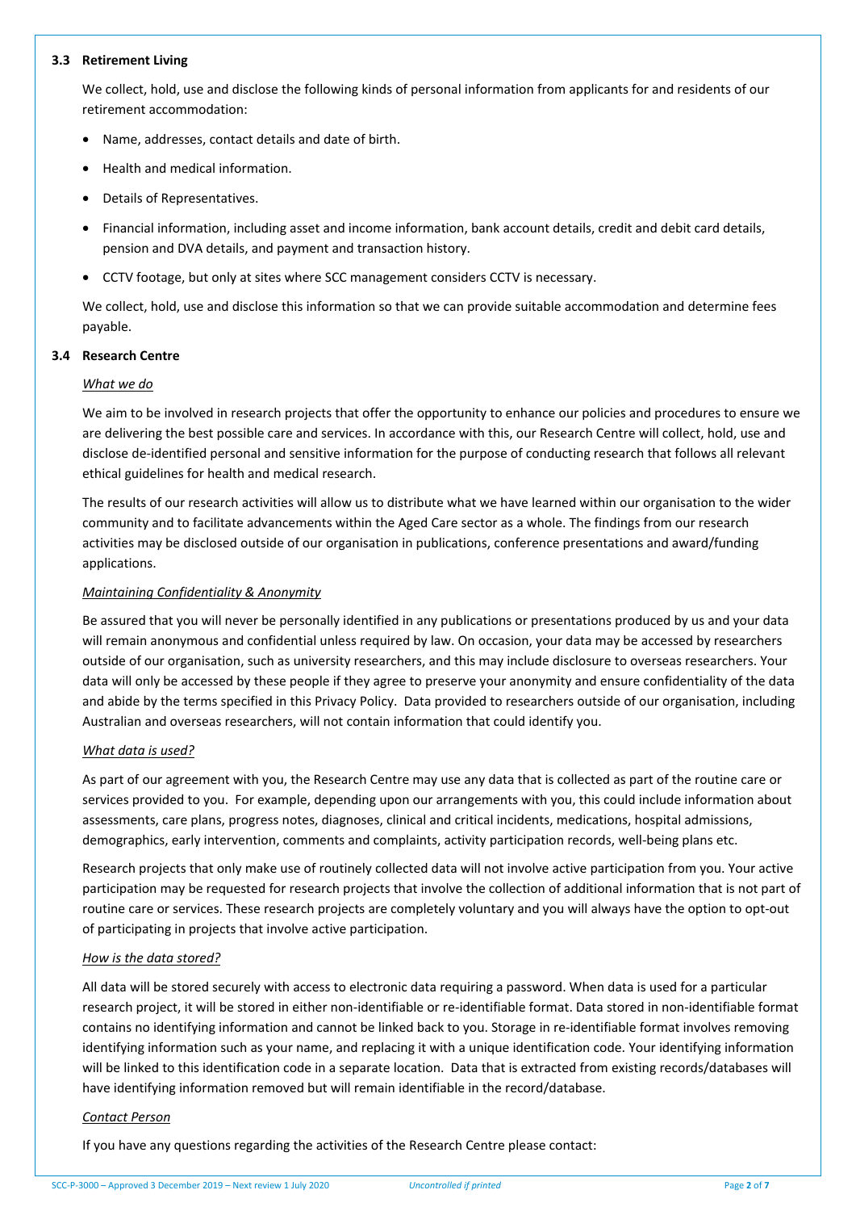### 3.3 Retirement Living

We collect, hold, use and disclose the following kinds of personal information from applicants for and residents of our retirement accommodation:

- Name, addresses, contact details and date of birth.
- Health and medical information.
- Details of Representatives.
- Financial information, including asset and income information, bank account details, credit and debit card details, pension and DVA details, and payment and transaction history.
- CCTV footage, but only at sites where SCC management considers CCTV is necessary.

We collect, hold, use and disclose this information so that we can provide suitable accommodation and determine fees payable.

### 3.4 Research Centre

*What we do*

We aim to be involved in research projects that offer the opportunity to enhance our policies and procedures to ensure we are delivering the best possible care and services. In accordance with this, our Research Centre will collect, hold, use and disclose de-identified personal and sensitive information for the purpose of conducting research that follows all relevant ethical guidelines for health and medical research.

The results of our research activities will allow us to distribute what we have learned within our organisation to the wider community and to facilitate advancements within the Aged Care sector as a whole. The findings from our research activities may be disclosed outside of our organisation in publications, conference presentations and award/funding applications.

*Maintaining Confidentiality & Anonymity*

Be assured that you will never be personally identified in any publications or presentations produced by us and your data will remain anonymous and confidential unless required by law. On occasion, your data may be accessed by researchers outside of our organisation, such as university researchers, and this may include disclosure to overseas researchers. Your data will only be accessed by these people if they agree to preserve your anonymity and ensure confidentiality of the data and abide by the terms specified in this Privacy Policy. Data provided to researchers outside of our organisation, including Australian and overseas researchers, will not contain information that could identify you.

*What data is used?*

As part of our agreement with you, the Research Centre may use any data that is collected as part of the routine care or services provided to you. For example, depending upon our arrangements with you, this could include information about assessments, care plans, progress notes, diagnoses, clinical and critical incidents, medications, hospital admissions, demographics, early intervention, comments and complaints, activity participation records, well-being plans etc.

Research projects that only make use of routinely collected data will not involve active participation from you. Your active participation may be requested for research projects that involve the collection of additional information that is not part of routine care or services. These research projects are completely voluntary and you will always have the option to opt-out of participating in projects that involve active participation.

*How is the data stored?*

All data will be stored securely with access to electronic data requiring a password. When data is used for a particular research project, it will be stored in either non-identifiable or re-identifiable format. Data stored in non-identifiable format contains no identifying information and cannot be linked back to you. Storage in re-identifiable format involves removing identifying information such as your name, and replacing it with a unique identification code. Your identifying information will be linked to this identification code in a separate location. Data that is extracted from existing records/databases will have identifying information removed but will remain identifiable in the record/database.

*Contact Person*

If you have any questions regarding the activities of the Research Centre please contact: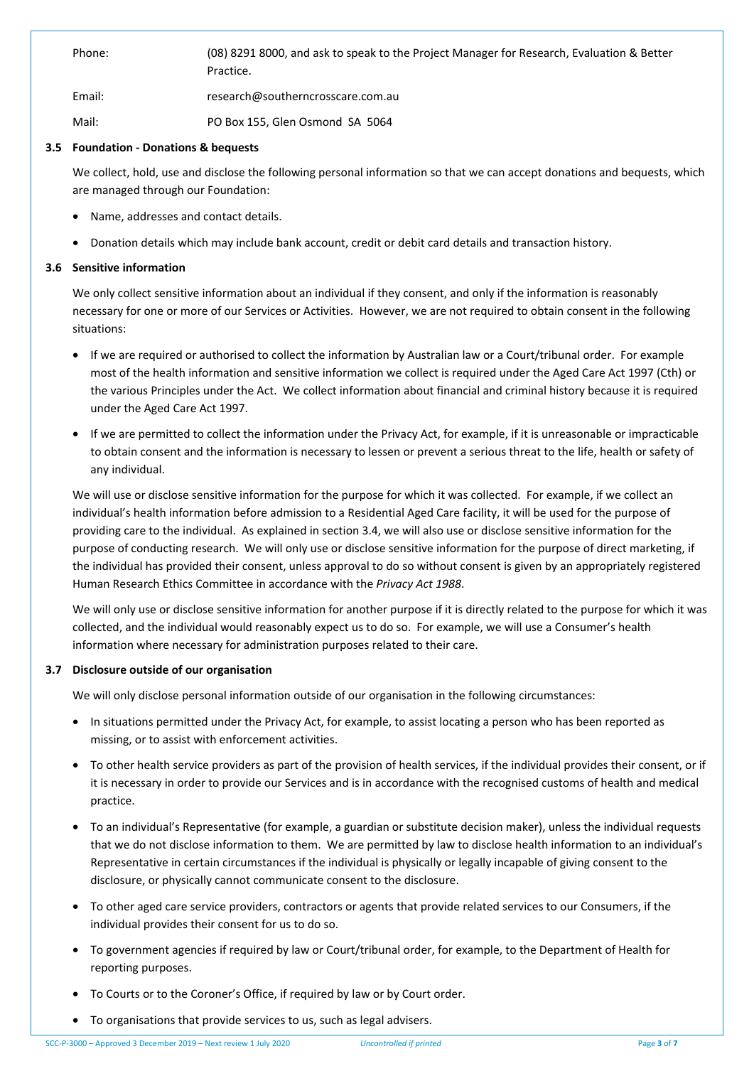| | |
|---|---|
| Phone: | (08) 8291 8000, and ask to speak to the Project Manager for Research, Evaluation & Better Practice. |
| Email: | research@southerncrosscare.com.au |
| Mail: | PO Box 155, Glen Osmond SA 5064 |

### 3.5 Foundation - Donations & bequests

We collect, hold, use and disclose the following personal information so that we can accept donations and bequests, which are managed through our Foundation:

- Name, addresses and contact details.
- Donation details which may include bank account, credit or debit card details and transaction history.

### 3.6 Sensitive information

We only collect sensitive information about an individual if they consent, and only if the information is reasonably necessary for one or more of our Services or Activities. However, we are not required to obtain consent in the following situations:

- If we are required or authorised to collect the information by Australian law or a Court/tribunal order. For example most of the health information and sensitive information we collect is required under the Aged Care Act 1997 (Cth) or the various Principles under the Act. We collect information about financial and criminal history because it is required under the Aged Care Act 1997.
- If we are permitted to collect the information under the Privacy Act, for example, if it is unreasonable or impracticable to obtain consent and the information is necessary to lessen or prevent a serious threat to the life, health or safety of any individual.

We will use or disclose sensitive information for the purpose for which it was collected. For example, if we collect an individual's health information before admission to a Residential Aged Care facility, it will be used for the purpose of providing care to the individual. As explained in section 3.4, we will also use or disclose sensitive information for the purpose of conducting research. We will only use or disclose sensitive information for the purpose of direct marketing, if the individual has provided their consent, unless approval to do so without consent is given by an appropriately registered Human Research Ethics Committee in accordance with the *Privacy Act 1988*.

We will only use or disclose sensitive information for another purpose if it is directly related to the purpose for which it was collected, and the individual would reasonably expect us to do so. For example, we will use a Consumer's health information where necessary for administration purposes related to their care.

### 3.7 Disclosure outside of our organisation

We will only disclose personal information outside of our organisation in the following circumstances:

- In situations permitted under the Privacy Act, for example, to assist locating a person who has been reported as missing, or to assist with enforcement activities.
- To other health service providers as part of the provision of health services, if the individual provides their consent, or if it is necessary in order to provide our Services and is in accordance with the recognised customs of health and medical practice.
- To an individual's Representative (for example, a guardian or substitute decision maker), unless the individual requests that we do not disclose information to them. We are permitted by law to disclose health information to an individual's Representative in certain circumstances if the individual is physically or legally incapable of giving consent to the disclosure, or physically cannot communicate consent to the disclosure.
- To other aged care service providers, contractors or agents that provide related services to our Consumers, if the individual provides their consent for us to do so.
- To government agencies if required by law or Court/tribunal order, for example, to the Department of Health for reporting purposes.
- To Courts or to the Coroner's Office, if required by law or by Court order.
- To organisations that provide services to us, such as legal advisers.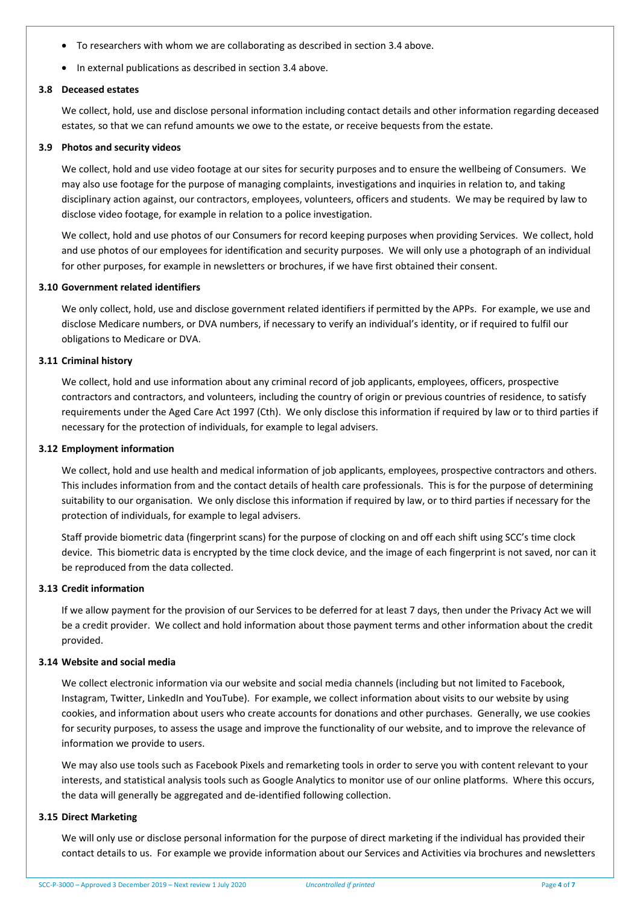- To researchers with whom we are collaborating as described in section 3.4 above.
- In external publications as described in section 3.4 above.

### 3.8 Deceased estates

We collect, hold, use and disclose personal information including contact details and other information regarding deceased estates, so that we can refund amounts we owe to the estate, or receive bequests from the estate.

### 3.9 Photos and security videos

We collect, hold and use video footage at our sites for security purposes and to ensure the wellbeing of Consumers. We may also use footage for the purpose of managing complaints, investigations and inquiries in relation to, and taking disciplinary action against, our contractors, employees, volunteers, officers and students. We may be required by law to disclose video footage, for example in relation to a police investigation.

We collect, hold and use photos of our Consumers for record keeping purposes when providing Services. We collect, hold and use photos of our employees for identification and security purposes. We will only use a photograph of an individual for other purposes, for example in newsletters or brochures, if we have first obtained their consent.

### 3.10 Government related identifiers

We only collect, hold, use and disclose government related identifiers if permitted by the APPs. For example, we use and disclose Medicare numbers, or DVA numbers, if necessary to verify an individual's identity, or if required to fulfil our obligations to Medicare or DVA.

### 3.11 Criminal history

We collect, hold and use information about any criminal record of job applicants, employees, officers, prospective contractors and contractors, and volunteers, including the country of origin or previous countries of residence, to satisfy requirements under the Aged Care Act 1997 (Cth). We only disclose this information if required by law or to third parties if necessary for the protection of individuals, for example to legal advisers.

### 3.12 Employment information

We collect, hold and use health and medical information of job applicants, employees, prospective contractors and others. This includes information from and the contact details of health care professionals. This is for the purpose of determining suitability to our organisation. We only disclose this information if required by law, or to third parties if necessary for the protection of individuals, for example to legal advisers.

Staff provide biometric data (fingerprint scans) for the purpose of clocking on and off each shift using SCC's time clock device. This biometric data is encrypted by the time clock device, and the image of each fingerprint is not saved, nor can it be reproduced from the data collected.

### 3.13 Credit information

If we allow payment for the provision of our Services to be deferred for at least 7 days, then under the Privacy Act we will be a credit provider. We collect and hold information about those payment terms and other information about the credit provided.

### 3.14 Website and social media

We collect electronic information via our website and social media channels (including but not limited to Facebook, Instagram, Twitter, LinkedIn and YouTube). For example, we collect information about visits to our website by using cookies, and information about users who create accounts for donations and other purchases. Generally, we use cookies for security purposes, to assess the usage and improve the functionality of our website, and to improve the relevance of information we provide to users.

We may also use tools such as Facebook Pixels and remarketing tools in order to serve you with content relevant to your interests, and statistical analysis tools such as Google Analytics to monitor use of our online platforms. Where this occurs, the data will generally be aggregated and de-identified following collection.

### 3.15 Direct Marketing

We will only use or disclose personal information for the purpose of direct marketing if the individual has provided their contact details to us. For example we provide information about our Services and Activities via brochures and newsletters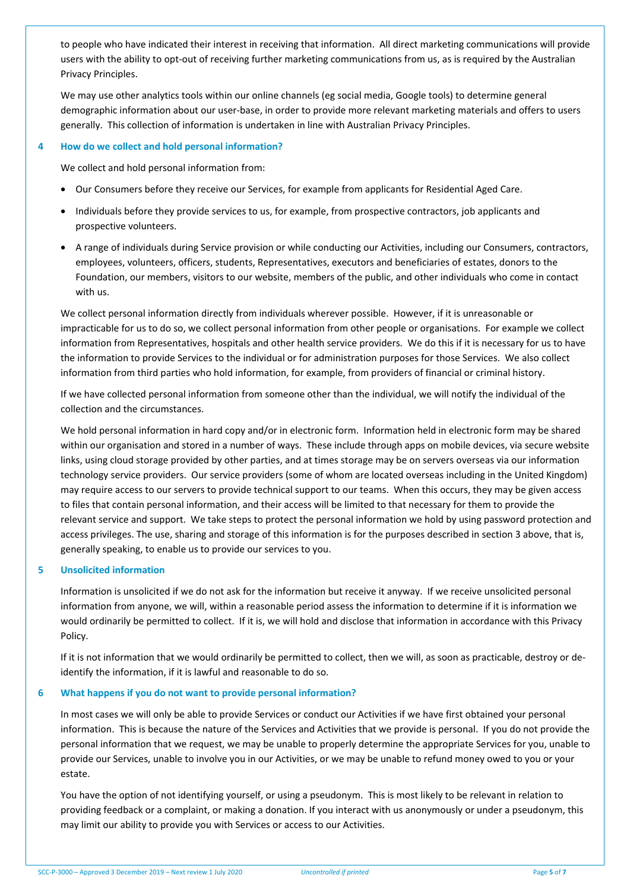to people who have indicated their interest in receiving that information. All direct marketing communications will provide users with the ability to opt-out of receiving further marketing communications from us, as is required by the Australian Privacy Principles.

We may use other analytics tools within our online channels (eg social media, Google tools) to determine general demographic information about our user-base, in order to provide more relevant marketing materials and offers to users generally. This collection of information is undertaken in line with Australian Privacy Principles.

## 4 How do we collect and hold personal information?

We collect and hold personal information from:

- Our Consumers before they receive our Services, for example from applicants for Residential Aged Care.
- Individuals before they provide services to us, for example, from prospective contractors, job applicants and prospective volunteers.
- A range of individuals during Service provision or while conducting our Activities, including our Consumers, contractors, employees, volunteers, officers, students, Representatives, executors and beneficiaries of estates, donors to the Foundation, our members, visitors to our website, members of the public, and other individuals who come in contact with us.

We collect personal information directly from individuals wherever possible. However, if it is unreasonable or impracticable for us to do so, we collect personal information from other people or organisations. For example we collect information from Representatives, hospitals and other health service providers. We do this if it is necessary for us to have the information to provide Services to the individual or for administration purposes for those Services. We also collect information from third parties who hold information, for example, from providers of financial or criminal history.

If we have collected personal information from someone other than the individual, we will notify the individual of the collection and the circumstances.

We hold personal information in hard copy and/or in electronic form. Information held in electronic form may be shared within our organisation and stored in a number of ways. These include through apps on mobile devices, via secure website links, using cloud storage provided by other parties, and at times storage may be on servers overseas via our information technology service providers. Our service providers (some of whom are located overseas including in the United Kingdom) may require access to our servers to provide technical support to our teams. When this occurs, they may be given access to files that contain personal information, and their access will be limited to that necessary for them to provide the relevant service and support. We take steps to protect the personal information we hold by using password protection and access privileges. The use, sharing and storage of this information is for the purposes described in section 3 above, that is, generally speaking, to enable us to provide our services to you.

## 5 Unsolicited information

Information is unsolicited if we do not ask for the information but receive it anyway. If we receive unsolicited personal information from anyone, we will, within a reasonable period assess the information to determine if it is information we would ordinarily be permitted to collect. If it is, we will hold and disclose that information in accordance with this Privacy Policy.

If it is not information that we would ordinarily be permitted to collect, then we will, as soon as practicable, destroy or de-identify the information, if it is lawful and reasonable to do so.

## 6 What happens if you do not want to provide personal information?

In most cases we will only be able to provide Services or conduct our Activities if we have first obtained your personal information. This is because the nature of the Services and Activities that we provide is personal. If you do not provide the personal information that we request, we may be unable to properly determine the appropriate Services for you, unable to provide our Services, unable to involve you in our Activities, or we may be unable to refund money owed to you or your estate.

You have the option of not identifying yourself, or using a pseudonym. This is most likely to be relevant in relation to providing feedback or a complaint, or making a donation. If you interact with us anonymously or under a pseudonym, this may limit our ability to provide you with Services or access to our Activities.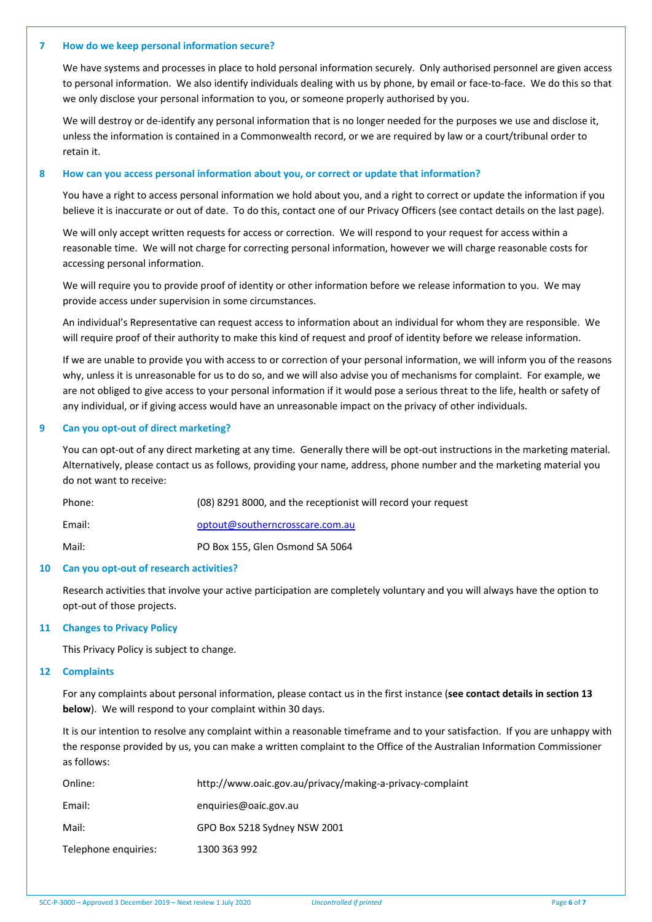## 7 How do we keep personal information secure?

We have systems and processes in place to hold personal information securely. Only authorised personnel are given access to personal information. We also identify individuals dealing with us by phone, by email or face-to-face. We do this so that we only disclose your personal information to you, or someone properly authorised by you.

We will destroy or de-identify any personal information that is no longer needed for the purposes we use and disclose it, unless the information is contained in a Commonwealth record, or we are required by law or a court/tribunal order to retain it.

## 8 How can you access personal information about you, or correct or update that information?

You have a right to access personal information we hold about you, and a right to correct or update the information if you believe it is inaccurate or out of date. To do this, contact one of our Privacy Officers (see contact details on the last page).

We will only accept written requests for access or correction. We will respond to your request for access within a reasonable time. We will not charge for correcting personal information, however we will charge reasonable costs for accessing personal information.

We will require you to provide proof of identity or other information before we release information to you. We may provide access under supervision in some circumstances.

An individual's Representative can request access to information about an individual for whom they are responsible. We will require proof of their authority to make this kind of request and proof of identity before we release information.

If we are unable to provide you with access to or correction of your personal information, we will inform you of the reasons why, unless it is unreasonable for us to do so, and we will also advise you of mechanisms for complaint. For example, we are not obliged to give access to your personal information if it would pose a serious threat to the life, health or safety of any individual, or if giving access would have an unreasonable impact on the privacy of other individuals.

## 9 Can you opt-out of direct marketing?

You can opt-out of any direct marketing at any time. Generally there will be opt-out instructions in the marketing material. Alternatively, please contact us as follows, providing your name, address, phone number and the marketing material you do not want to receive:

| | |
|---|---|
| Phone: | (08) 8291 8000, and the receptionist will record your request |
| Email: | optout@southerncrosscare.com.au |
| Mail: | PO Box 155, Glen Osmond SA 5064 |

## 10 Can you opt-out of research activities?

Research activities that involve your active participation are completely voluntary and you will always have the option to opt-out of those projects.

## 11 Changes to Privacy Policy

This Privacy Policy is subject to change.

## 12 Complaints

For any complaints about personal information, please contact us in the first instance (**see contact details in section 13 below**). We will respond to your complaint within 30 days.

It is our intention to resolve any complaint within a reasonable timeframe and to your satisfaction. If you are unhappy with the response provided by us, you can make a written complaint to the Office of the Australian Information Commissioner as follows:

| | |
|---|---|
| Online: | http://www.oaic.gov.au/privacy/making-a-privacy-complaint |
| Email: | enquiries@oaic.gov.au |
| Mail: | GPO Box 5218 Sydney NSW 2001 |
| Telephone enquiries: | 1300 363 992 |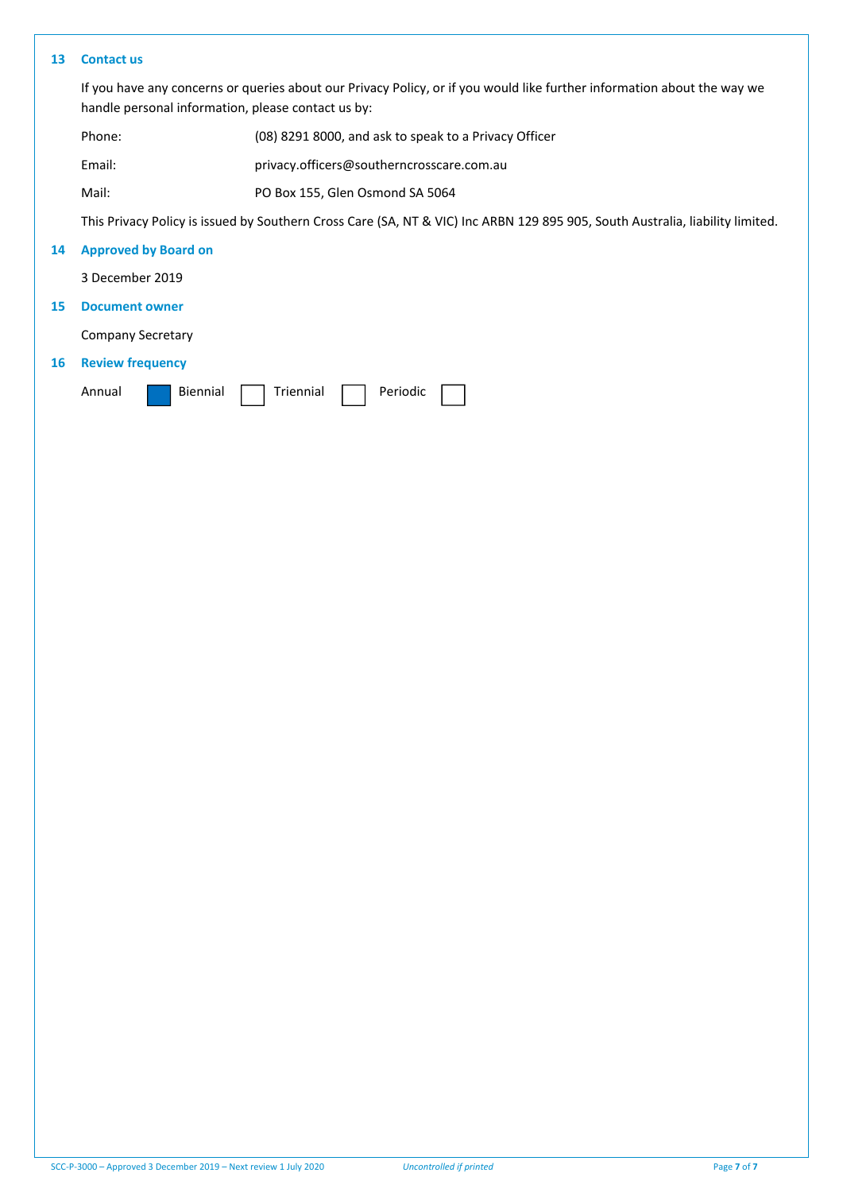## 13 Contact us

If you have any concerns or queries about our Privacy Policy, or if you would like further information about the way we handle personal information, please contact us by:

| | |
|---|---|
| Phone: | (08) 8291 8000, and ask to speak to a Privacy Officer |
| Email: | privacy.officers@southerncrosscare.com.au |
| Mail: | PO Box 155, Glen Osmond SA 5064 |

This Privacy Policy is issued by Southern Cross Care (SA, NT & VIC) Inc ARBN 129 895 905, South Australia, liability limited.

## 14 Approved by Board on

3 December 2019

## 15 Document owner

Company Secretary

## 16 Review frequency

Annual ☒ Biennial ☐ Triennial ☐ Periodic ☐